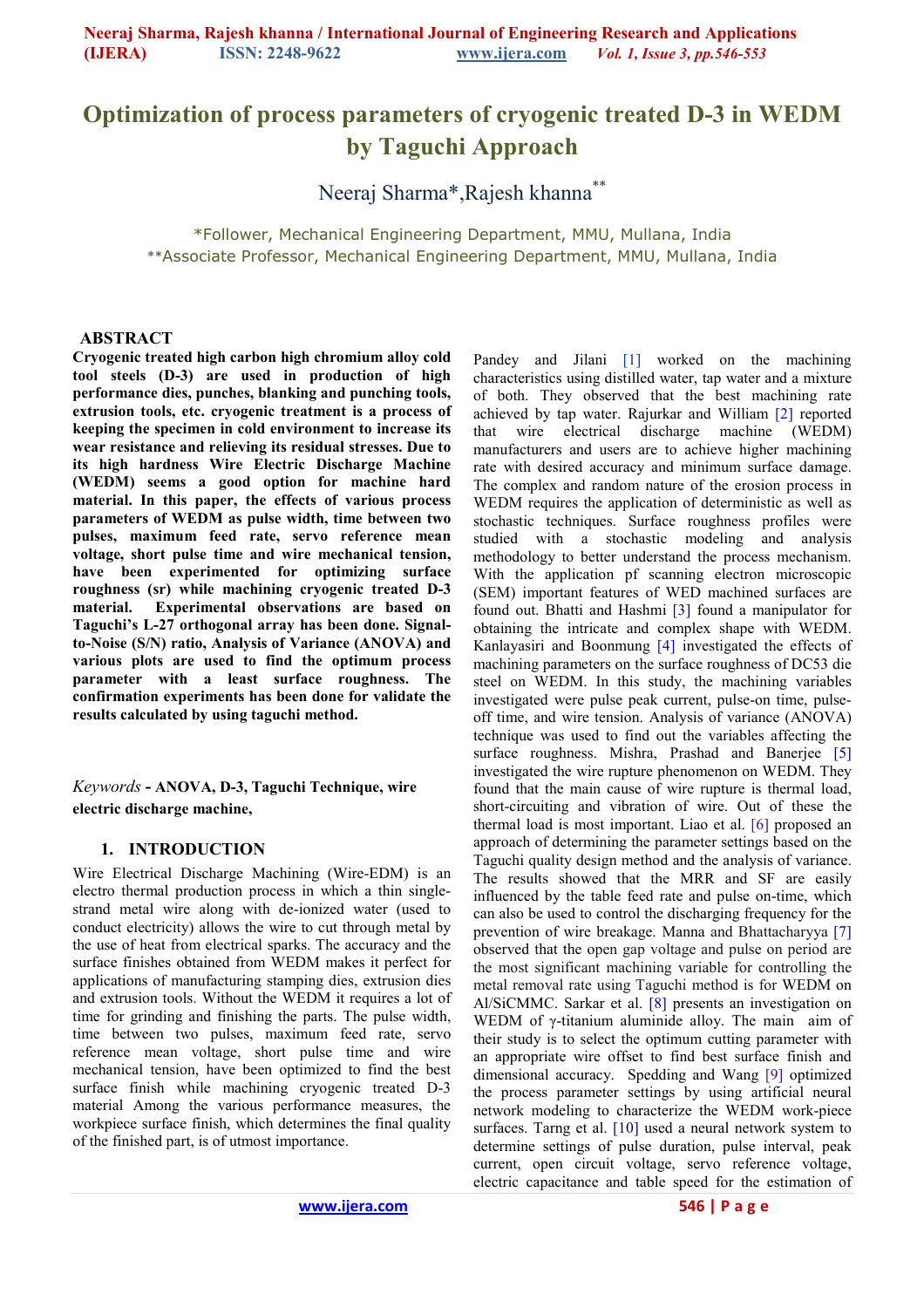# Optimization of process parameters of cryogenic treated D-3 in WEDM by Taguchi Approach

Neeraj Sharma*, Rajesh khanna**

*Follower, Mechanical Engineering Department, MMU, Mullana, India
**Associate Professor, Mechanical Engineering Department, MMU, Mullana, India

## ABSTRACT

**Cryogenic treated high carbon high chromium alloy cold tool steels (D-3) are used in production of high performance dies, punches, blanking and punching tools, extrusion tools, etc. cryogenic treatment is a process of keeping the specimen in cold environment to increase its wear resistance and relieving its residual stresses. Due to its high hardness Wire Electric Discharge Machine (WEDM) seems a good option for machine hard material. In this paper, the effects of various process parameters of WEDM as pulse width, time between two pulses, maximum feed rate, servo reference mean voltage, short pulse time and wire mechanical tension, have been experimented for optimizing surface roughness (sr) while machining cryogenic treated D-3 material. Experimental observations are based on Taguchi's L-27 orthogonal array has been done. Signal-to-Noise (S/N) ratio, Analysis of Variance (ANOVA) and various plots are used to find the optimum process parameter with a least surface roughness. The confirmation experiments has been done for validate the results calculated by using taguchi method.**

*Keywords* - **ANOVA, D-3, Taguchi Technique, wire electric discharge machine,**

## 1. INTRODUCTION

Wire Electrical Discharge Machining (Wire-EDM) is an electro thermal production process in which a thin single-strand metal wire along with de-ionized water (used to conduct electricity) allows the wire to cut through metal by the use of heat from electrical sparks. The accuracy and the surface finishes obtained from WEDM makes it perfect for applications of manufacturing stamping dies, extrusion dies and extrusion tools. Without the WEDM it requires a lot of time for grinding and finishing the parts. The pulse width, time between two pulses, maximum feed rate, servo reference mean voltage, short pulse time and wire mechanical tension, have been optimized to find the best surface finish while machining cryogenic treated D-3 material Among the various performance measures, the workpiece surface finish, which determines the final quality of the finished part, is of utmost importance.

Pandey and Jilani [1] worked on the machining characteristics using distilled water, tap water and a mixture of both. They observed that the best machining rate achieved by tap water. Rajurkar and William [2] reported that wire electrical discharge machine (WEDM) manufacturers and users are to achieve higher machining rate with desired accuracy and minimum surface damage. The complex and random nature of the erosion process in WEDM requires the application of deterministic as well as stochastic techniques. Surface roughness profiles were studied with a stochastic modeling and analysis methodology to better understand the process mechanism. With the application pf scanning electron microscopic (SEM) important features of WED machined surfaces are found out. Bhatti and Hashmi [3] found a manipulator for obtaining the intricate and complex shape with WEDM. Kanlayasiri and Boonmung [4] investigated the effects of machining parameters on the surface roughness of DC53 die steel on WEDM. In this study, the machining variables investigated were pulse peak current, pulse-on time, pulse-off time, and wire tension. Analysis of variance (ANOVA) technique was used to find out the variables affecting the surface roughness. Mishra, Prashad and Banerjee [5] investigated the wire rupture phenomenon on WEDM. They found that the main cause of wire rupture is thermal load, short-circuiting and vibration of wire. Out of these the thermal load is most important. Liao et al. [6] proposed an approach of determining the parameter settings based on the Taguchi quality design method and the analysis of variance. The results showed that the MRR and SF are easily influenced by the table feed rate and pulse on-time, which can also be used to control the discharging frequency for the prevention of wire breakage. Manna and Bhattacharyya [7] observed that the open gap voltage and pulse on period are the most significant machining variable for controlling the metal removal rate using Taguchi method is for WEDM on Al/SiCMMC. Sarkar et al. [8] presents an investigation on WEDM of γ-titanium aluminide alloy. The main aim of their study is to select the optimum cutting parameter with an appropriate wire offset to find best surface finish and dimensional accuracy. Spedding and Wang [9] optimized the process parameter settings by using artificial neural network modeling to characterize the WEDM work-piece surfaces. Tarng et al. [10] used a neural network system to determine settings of pulse duration, pulse interval, peak current, open circuit voltage, servo reference voltage, electric capacitance and table speed for the estimation of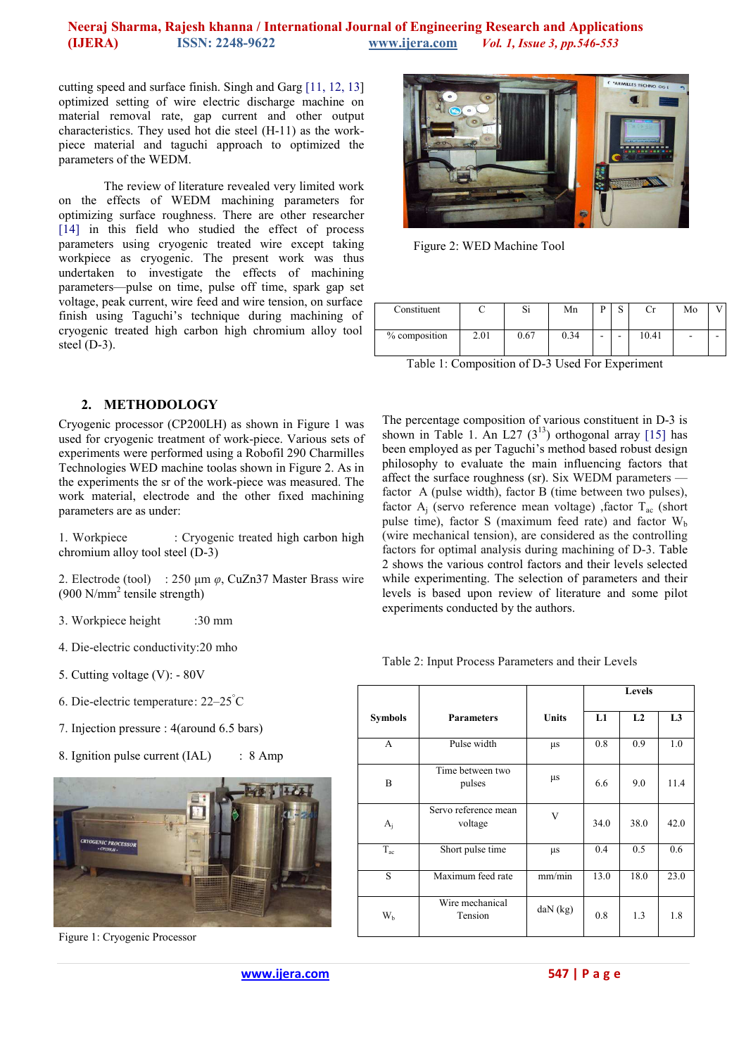cutting speed and surface finish. Singh and Garg [11, 12, 13] optimized setting of wire electric discharge machine on material removal rate, gap current and other output characteristics. They used hot die steel (H-11) as the work-piece material and taguchi approach to optimized the parameters of the WEDM.

The review of literature revealed very limited work on the effects of WEDM machining parameters for optimizing surface roughness. There are other researcher [14] in this field who studied the effect of process parameters using cryogenic treated wire except taking workpiece as cryogenic. The present work was thus undertaken to investigate the effects of machining parameters—pulse on time, pulse off time, spark gap set voltage, peak current, wire feed and wire tension, on surface finish using Taguchi's technique during machining of cryogenic treated high carbon high chromium alloy tool steel (D-3).

## 2. METHODOLOGY

Cryogenic processor (CP200LH) as shown in Figure 1 was used for cryogenic treatment of work-piece. Various sets of experiments were performed using a Robofil 290 Charmilles Technologies WED machine toolas shown in Figure 2. As in the experiments the sr of the work-piece was measured. The work material, electrode and the other fixed machining parameters are as under:

1. Workpiece : Cryogenic treated high carbon high chromium alloy tool steel (D-3)

2. Electrode (tool) : 250 µm $\varphi$, CuZn37 Master Brass wire (900 N/mm$^2$ tensile strength)

3. Workpiece height :30 mm

4. Die-electric conductivity:20 mho

5. Cutting voltage (V): - 80V

6. Die-electric temperature: 22–25$^{\circ}$C

7. Injection pressure : 4(around 6.5 bars)

8. Ignition pulse current (IAL) : 8 Amp

Figure 1: Cryogenic Processor

Figure 2: WED Machine Tool

| Constituent | C | Si | Mn | P | S | Cr | Mo | V |
|---|---|---|---|---|---|---|---|---|
| % composition | 2.01 | 0.67 | 0.34 | - | - | 10.41 | - | - |

Table 1: Composition of D-3 Used For Experiment

The percentage composition of various constituent in D-3 is shown in Table 1. An L27 ($3^{13}$) orthogonal array [15] has been employed as per Taguchi's method based robust design philosophy to evaluate the main influencing factors that affect the surface roughness (sr). Six WEDM parameters — factor A (pulse width), factor B (time between two pulses), factor $A_j$ (servo reference mean voltage) ,factor $T_{ac}$ (short pulse time), factor S (maximum feed rate) and factor $W_b$ (wire mechanical tension), are considered as the controlling factors for optimal analysis during machining of D-3. Table 2 shows the various control factors and their levels selected while experimenting. The selection of parameters and their levels is based upon review of literature and some pilot experiments conducted by the authors.

Table 2: Input Process Parameters and their Levels

| Symbols | Parameters | Units | Levels | | |
|---|---|---|---|---|---|
| | | | L1 | L2 | L3 |
| A | Pulse width | µs | 0.8 | 0.9 | 1.0 |
| B | Time between two pulses | µs | 6.6 | 9.0 | 11.4 |
| $A_j$ | Servo reference mean voltage | V | 34.0 | 38.0 | 42.0 |
| $T_{ac}$ | Short pulse time | µs | 0.4 | 0.5 | 0.6 |
| S | Maximum feed rate | mm/min | 13.0 | 18.0 | 23.0 |
| $W_b$ | Wire mechanical Tension | daN (kg) | 0.8 | 1.3 | 1.8 |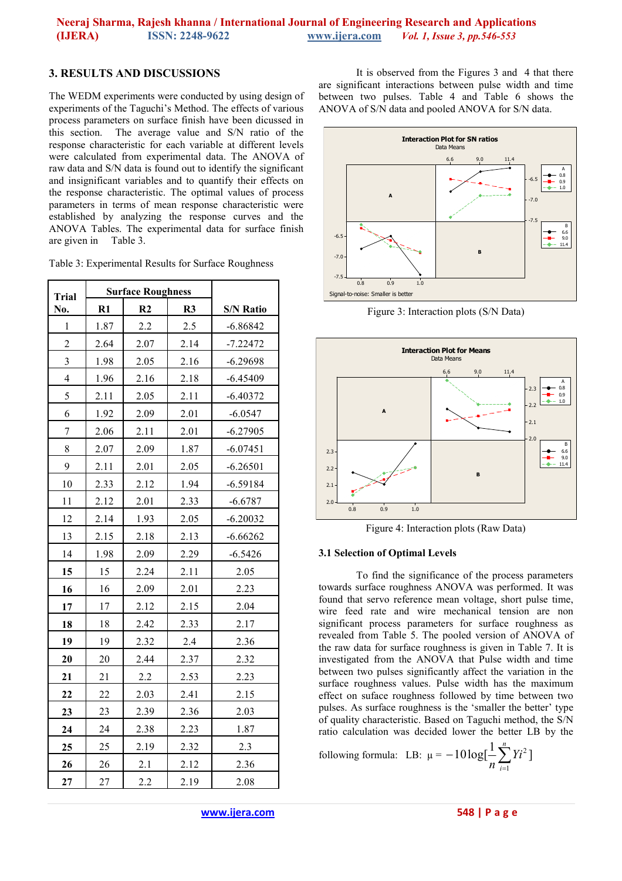## 3. RESULTS AND DISCUSSIONS

The WEDM experiments were conducted by using design of experiments of the Taguchi's Method. The effects of various process parameters on surface finish have been dicussed in this section. The average value and S/N ratio of the response characteristic for each variable at different levels were calculated from experimental data. The ANOVA of raw data and S/N data is found out to identify the significant and insignificant variables and to quantify their effects on the response characteristic. The optimal values of process parameters in terms of mean response characteristic were established by analyzing the response curves and the ANOVA Tables. The experimental data for surface finish are given in Table 3.

Table 3: Experimental Results for Surface Roughness

| Trial No. | Surface Roughness | | | S/N Ratio |
|---|---|---|---|---|
| | R1 | R2 | R3 | |
| 1 | 1.87 | 2.2 | 2.5 | -6.86842 |
| 2 | 2.64 | 2.07 | 2.14 | -7.22472 |
| 3 | 1.98 | 2.05 | 2.16 | -6.29698 |
| 4 | 1.96 | 2.16 | 2.18 | -6.45409 |
| 5 | 2.11 | 2.05 | 2.11 | -6.40372 |
| 6 | 1.92 | 2.09 | 2.01 | -6.0547 |
| 7 | 2.06 | 2.11 | 2.01 | -6.27905 |
| 8 | 2.07 | 2.09 | 1.87 | -6.07451 |
| 9 | 2.11 | 2.01 | 2.05 | -6.26501 |
| 10 | 2.33 | 2.12 | 1.94 | -6.59184 |
| 11 | 2.12 | 2.01 | 2.33 | -6.6787 |
| 12 | 2.14 | 1.93 | 2.05 | -6.20032 |
| 13 | 2.15 | 2.18 | 2.13 | -6.66262 |
| 14 | 1.98 | 2.09 | 2.29 | -6.5426 |
| **15** | 15 | 2.24 | 2.11 | 2.05 |
| **16** | 16 | 2.09 | 2.01 | 2.23 |
| **17** | 17 | 2.12 | 2.15 | 2.04 |
| **18** | 18 | 2.42 | 2.33 | 2.17 |
| **19** | 19 | 2.32 | 2.4 | 2.36 |
| **20** | 20 | 2.44 | 2.37 | 2.32 |
| **21** | 21 | 2.2 | 2.53 | 2.23 |
| **22** | 22 | 2.03 | 2.41 | 2.15 |
| **23** | 23 | 2.39 | 2.36 | 2.03 |
| **24** | 24 | 2.38 | 2.23 | 1.87 |
| **25** | 25 | 2.19 | 2.32 | 2.3 |
| **26** | 26 | 2.1 | 2.12 | 2.36 |
| **27** | 27 | 2.2 | 2.19 | 2.08 |

It is observed from the Figures 3 and 4 that there are significant interactions between pulse width and time between two pulses. Table 4 and Table 6 shows the ANOVA of S/N data and pooled ANOVA for S/N data.

Figure 3: Interaction plots (S/N Data)

Figure 4: Interaction plots (Raw Data)

### 3.1 Selection of Optimal Levels

To find the significance of the process parameters towards surface roughness ANOVA was performed. It was found that servo reference mean voltage, short pulse time, wire feed rate and wire mechanical tension are non significant process parameters for surface roughness as revealed from Table 5. The pooled version of ANOVA of the raw data for surface roughness is given in Table 7. It is investigated from the ANOVA that Pulse width and time between two pulses significantly affect the variation in the surface roughness values. Pulse width has the maximum effect on suface roughness followed by time between two pulses. As surface roughness is the 'smaller the better' type of quality characteristic. Based on Taguchi method, the S/N ratio calculation was decided lower the better LB by the following formula: LB: $\mu = -10\log[\frac{1}{n}\sum_{i=1}^{n} Yi^2]$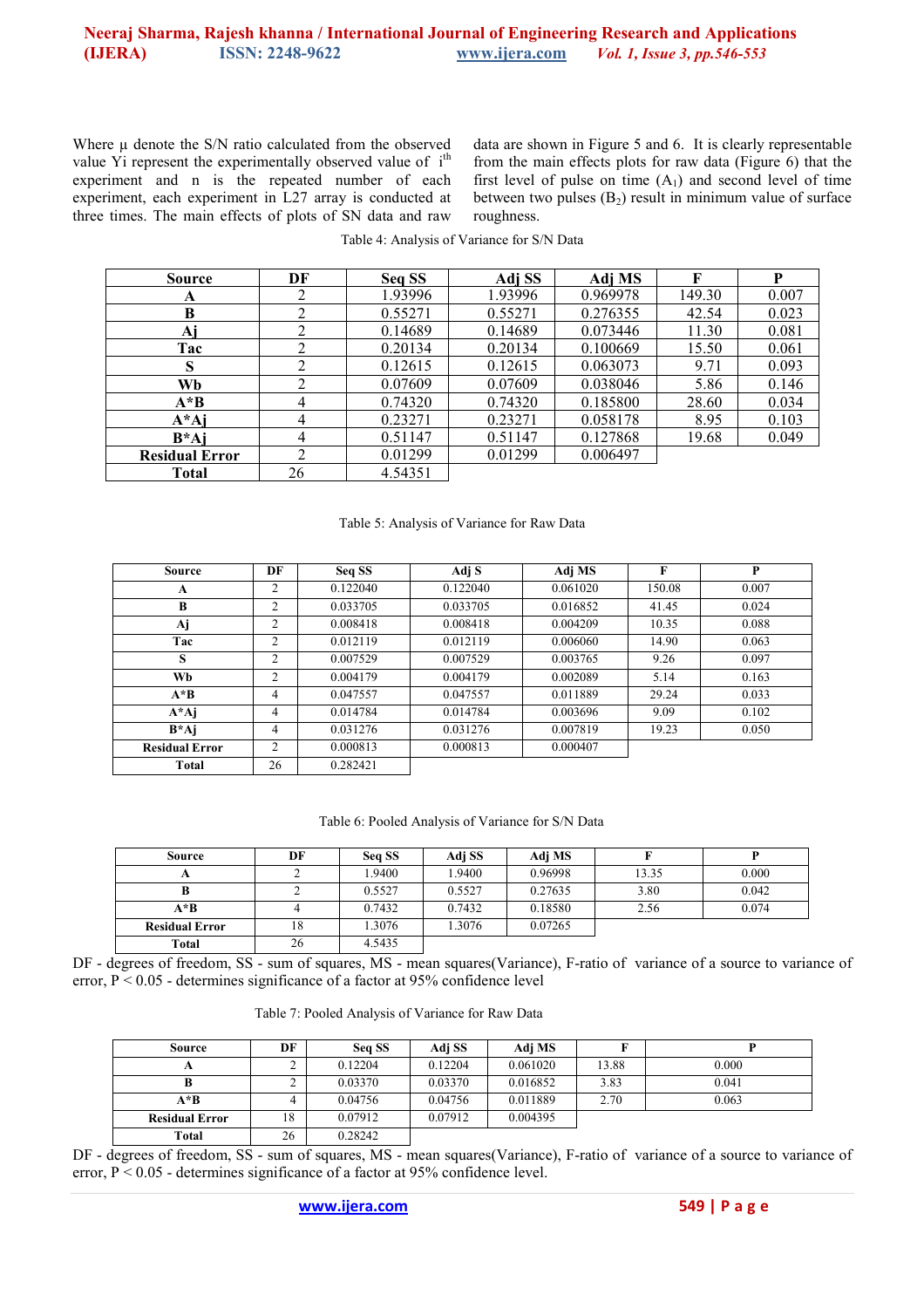Where μ denote the S/N ratio calculated from the observed value Yi represent the experimentally observed value of $i^{th}$ experiment and n is the repeated number of each experiment, each experiment in L27 array is conducted at three times. The main effects of plots of SN data and raw data are shown in Figure 5 and 6. It is clearly representable from the main effects plots for raw data (Figure 6) that the first level of pulse on time ($A_1$) and second level of time between two pulses ($B_2$) result in minimum value of surface roughness.

Table 4: Analysis of Variance for S/N Data

| Source | DF | Seq SS | Adj SS | Adj MS | F | P |
|---|---|---|---|---|---|---|
| A | 2 | 1.93996 | 1.93996 | 0.969978 | 149.30 | 0.007 |
| B | 2 | 0.55271 | 0.55271 | 0.276355 | 42.54 | 0.023 |
| Aj | 2 | 0.14689 | 0.14689 | 0.073446 | 11.30 | 0.081 |
| Tac | 2 | 0.20134 | 0.20134 | 0.100669 | 15.50 | 0.061 |
| S | 2 | 0.12615 | 0.12615 | 0.063073 | 9.71 | 0.093 |
| Wb | 2 | 0.07609 | 0.07609 | 0.038046 | 5.86 | 0.146 |
| A*B | 4 | 0.74320 | 0.74320 | 0.185800 | 28.60 | 0.034 |
| A*Aj | 4 | 0.23271 | 0.23271 | 0.058178 | 8.95 | 0.103 |
| B*Aj | 4 | 0.51147 | 0.51147 | 0.127868 | 19.68 | 0.049 |
| Residual Error | 2 | 0.01299 | 0.01299 | 0.006497 | | |
| Total | 26 | 4.54351 | | | | |

Table 5: Analysis of Variance for Raw Data

| Source | DF | Seq SS | Adj S | Adj MS | F | P |
|---|---|---|---|---|---|---|
| A | 2 | 0.122040 | 0.122040 | 0.061020 | 150.08 | 0.007 |
| B | 2 | 0.033705 | 0.033705 | 0.016852 | 41.45 | 0.024 |
| Aj | 2 | 0.008418 | 0.008418 | 0.004209 | 10.35 | 0.088 |
| Tac | 2 | 0.012119 | 0.012119 | 0.006060 | 14.90 | 0.063 |
| S | 2 | 0.007529 | 0.007529 | 0.003765 | 9.26 | 0.097 |
| Wb | 2 | 0.004179 | 0.004179 | 0.002089 | 5.14 | 0.163 |
| A*B | 4 | 0.047557 | 0.047557 | 0.011889 | 29.24 | 0.033 |
| A*Aj | 4 | 0.014784 | 0.014784 | 0.003696 | 9.09 | 0.102 |
| B*Aj | 4 | 0.031276 | 0.031276 | 0.007819 | 19.23 | 0.050 |
| Residual Error | 2 | 0.000813 | 0.000813 | 0.000407 | | |
| Total | 26 | 0.282421 | | | | |

Table 6: Pooled Analysis of Variance for S/N Data

| Source | DF | Seq SS | Adj SS | Adj MS | F | P |
|---|---|---|---|---|---|---|
| A | 2 | 1.9400 | 1.9400 | 0.96998 | 13.35 | 0.000 |
| B | 2 | 0.5527 | 0.5527 | 0.27635 | 3.80 | 0.042 |
| A*B | 4 | 0.7432 | 0.7432 | 0.18580 | 2.56 | 0.074 |
| Residual Error | 18 | 1.3076 | 1.3076 | 0.07265 | | |
| Total | 26 | 4.5435 | | | | |

DF - degrees of freedom, SS - sum of squares, MS - mean squares(Variance), F-ratio of variance of a source to variance of error, $P < 0.05$ - determines significance of a factor at 95% confidence level

Table 7: Pooled Analysis of Variance for Raw Data

| Source | DF | Seq SS | Adj SS | Adj MS | F | P |
|---|---|---|---|---|---|---|
| A | 2 | 0.12204 | 0.12204 | 0.061020 | 13.88 | 0.000 |
| B | 2 | 0.03370 | 0.03370 | 0.016852 | 3.83 | 0.041 |
| A*B | 4 | 0.04756 | 0.04756 | 0.011889 | 2.70 | 0.063 |
| Residual Error | 18 | 0.07912 | 0.07912 | 0.004395 | | |
| Total | 26 | 0.28242 | | | | |

DF - degrees of freedom, SS - sum of squares, MS - mean squares(Variance), F-ratio of variance of a source to variance of error, $P < 0.05$ - determines significance of a factor at 95% confidence level.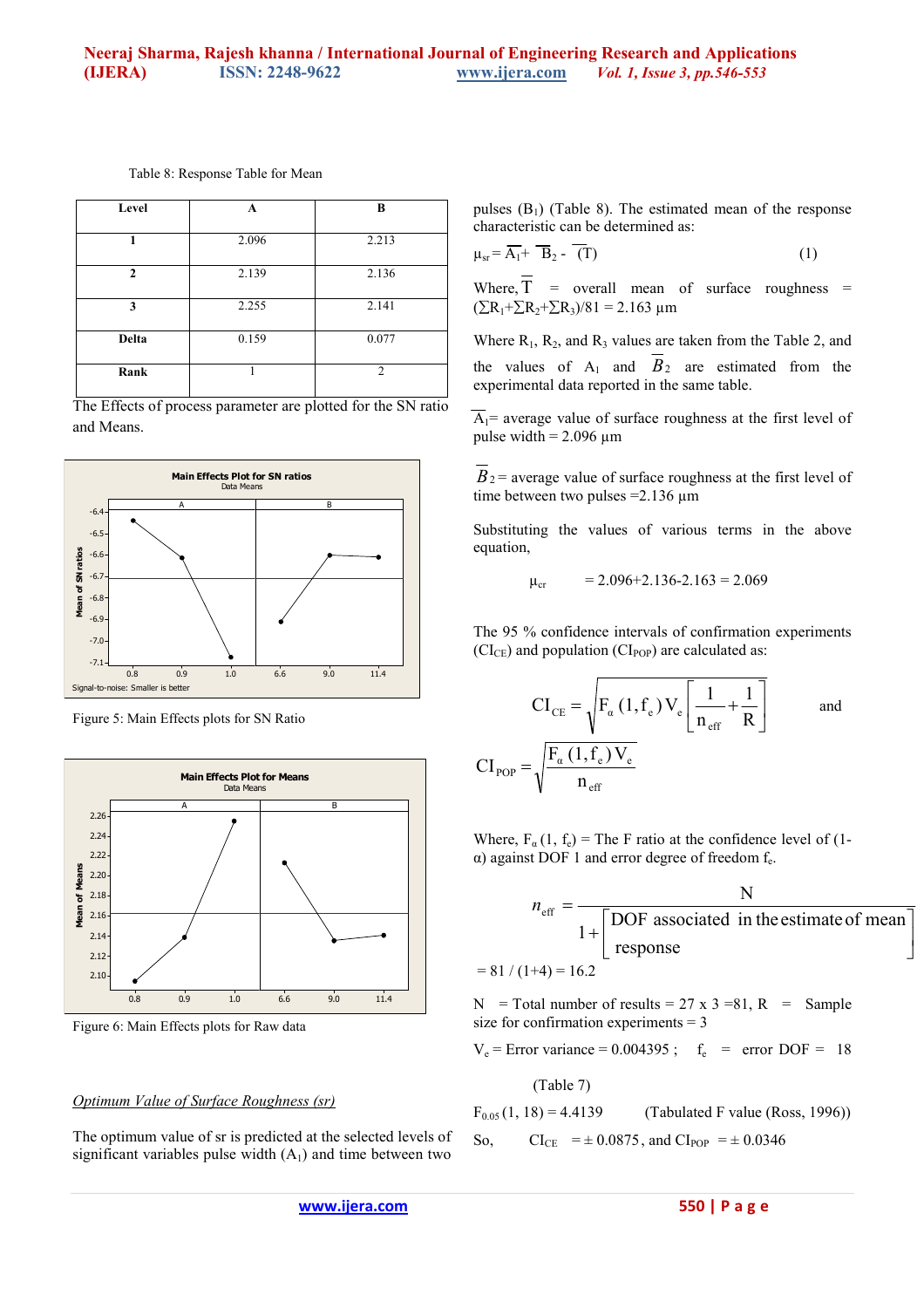Table 8: Response Table for Mean

| Level | A | B |
|---|---|---|
| 1 | 2.096 | 2.213 |
| 2 | 2.139 | 2.136 |
| 3 | 2.255 | 2.141 |
| Delta | 0.159 | 0.077 |
| Rank | 1 | 2 |

The Effects of process parameter are plotted for the SN ratio and Means.

Figure 5: Main Effects plots for SN Ratio

Figure 6: Main Effects plots for Raw data

*Optimum Value of Surface Roughness (sr)*

The optimum value of sr is predicted at the selected levels of significant variables pulse width ($A_1$) and time between two pulses ($B_1$) (Table 8). The estimated mean of the response characteristic can be determined as:

$$\mu_{sr} = \overline{A}_1 + \overline{B}_2 - \overline{(T)} \qquad (1)$$

Where, $\overline{T}$ = overall mean of surface roughness = $(\Sigma R_1+\Sigma R_2+\Sigma R_3)/81 = 2.163$ µm

Where $R_1$, $R_2$, and $R_3$ values are taken from the Table 2, and the values of $A_1$ and $\overline{B}_2$ are estimated from the experimental data reported in the same table.

$\overline{A}_1$= average value of surface roughness at the first level of pulse width = 2.096 µm

$\overline{B}_2$ = average value of surface roughness at the first level of time between two pulses =2.136 µm

Substituting the values of various terms in the above equation,

$$\mu_{cr} = 2.096+2.136-2.163 = 2.069$$

The 95 % confidence intervals of confirmation experiments ($CI_{CE}$) and population ($CI_{POP}$) are calculated as:

$$CI_{CE} = \sqrt{F_\alpha(1,f_e)V_e\left[\frac{1}{n_{eff}}+\frac{1}{R}\right]} \quad \text{and}$$

$$CI_{POP} = \sqrt{\frac{F_\alpha(1,f_e)V_e}{n_{eff}}}$$

Where, $F_\alpha(1, f_e)$ = The F ratio at the confidence level of (1-α) against DOF 1 and error degree of freedom $f_e$.

$$n_{eff} = \frac{N}{1+\left[\text{DOF associated in the estimate of mean response}\right]}$$

$= 81 / (1+4) = 16.2$

N = Total number of results = 27 x 3 =81, R = Sample size for confirmation experiments = 3

$V_e$ = Error variance = 0.004395 ; $f_e$ = error DOF = 18 (Table 7)

$F_{0.05}(1, 18) = 4.4139$ (Tabulated F value (Ross, 1996))

So, $CI_{CE} = \pm 0.0875$, and $CI_{POP} = \pm 0.0346$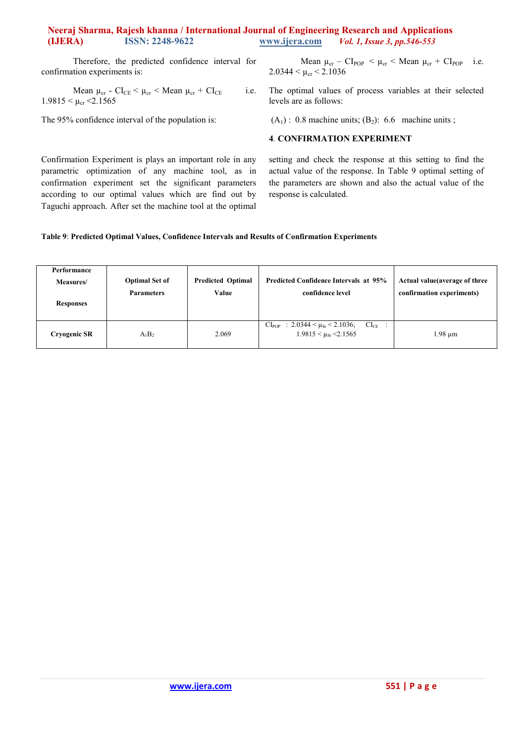Therefore, the predicted confidence interval for confirmation experiments is:

$$\text{Mean } \mu_{cr} - CI_{CE} < \mu_{cr} < \text{Mean } \mu_{cr} + CI_{CE}$$

i.e. $1.9815 < \mu_{cr} < 2.1565$

The 95% confidence interval of the population is:

$$\text{Mean } \mu_{cr} - CI_{POP} < \mu_{cr} < \text{Mean } \mu_{cr} + CI_{POP}$$

i.e. $2.0344 < \mu_{cr} < 2.1036$

The optimal values of process variables at their selected levels are as follows:

($A_1$) : 0.8 machine units; ($B_2$): 6.6 machine units ;

## 4. CONFIRMATION EXPERIMENT

Confirmation Experiment is plays an important role in any parametric optimization of any machine tool, as in confirmation experiment set the significant parameters according to our optimal values which are find out by Taguchi approach. After set the machine tool at the optimal setting and check the response at this setting to find the actual value of the response. In Table 9 optimal setting of the parameters are shown and also the actual value of the response is calculated.

**Table 9**: **Predicted Optimal Values, Confidence Intervals and Results of Confirmation Experiments**

| Performance Measures/ Responses | Optimal Set of Parameters | Predicted Optimal Value | Predicted Confidence Intervals at 95% confidence level | Actual value(average of three confirmation experiments) |
|---|---|---|---|---|
| **Cryogenic SR** | $A_1B_2$ | 2.069 | $CI_{POP}$ : $2.0344 < \mu_{Sr} < 2.1036$; $CI_{CE}$ : $1.9815 < \mu_{Sr} < 2.1565$ | 1.98 µm |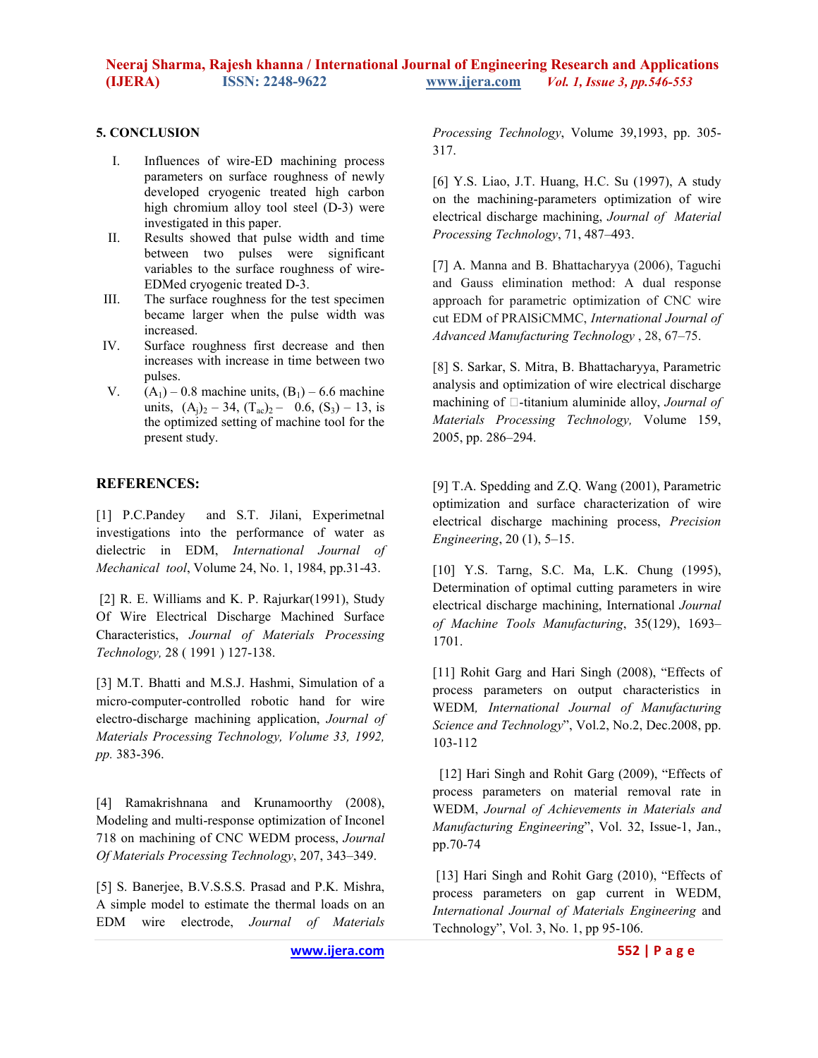## 5. CONCLUSION

I. Influences of wire-ED machining process parameters on surface roughness of newly developed cryogenic treated high carbon high chromium alloy tool steel (D-3) were investigated in this paper.

II. Results showed that pulse width and time between two pulses were significant variables to the surface roughness of wire-EDMed cryogenic treated D-3.

III. The surface roughness for the test specimen became larger when the pulse width was increased.

IV. Surface roughness first decrease and then increases with increase in time between two pulses.

V. $(A_1)$ – 0.8 machine units, $(B_1)$ – 6.6 machine units, $(A_j)_2$ – 34, $(T_{ac})_2$ – 0.6, $(S_3)$ – 13, is the optimized setting of machine tool for the present study.

## REFERENCES:

[1] P.C.Pandey and S.T. Jilani, Experimetnal investigations into the performance of water as dielectric in EDM, *International Journal of Mechanical tool*, Volume 24, No. 1, 1984, pp.31-43.

[2] R. E. Williams and K. P. Rajurkar(1991), Study Of Wire Electrical Discharge Machined Surface Characteristics, *Journal of Materials Processing Technology,* 28 ( 1991 ) 127-138.

[3] M.T. Bhatti and M.S.J. Hashmi, Simulation of a micro-computer-controlled robotic hand for wire electro-discharge machining application, *Journal of Materials Processing Technology, Volume 33, 1992, pp.* 383-396.

[4] Ramakrishnana and Krunamoorthy (2008), Modeling and multi-response optimization of Inconel 718 on machining of CNC WEDM process, *Journal Of Materials Processing Technology*, 207, 343–349.

[5] S. Banerjee, B.V.S.S.S. Prasad and P.K. Mishra, A simple model to estimate the thermal loads on an EDM wire electrode, *Journal of Materials Processing Technology*, Volume 39,1993, pp. 305-317.

[6] Y.S. Liao, J.T. Huang, H.C. Su (1997), A study on the machining-parameters optimization of wire electrical discharge machining, *Journal of Material Processing Technology*, 71, 487–493.

[7] A. Manna and B. Bhattacharyya (2006), Taguchi and Gauss elimination method: A dual response approach for parametric optimization of CNC wire cut EDM of PRAlSiCMMC, *International Journal of Advanced Manufacturing Technology* , 28, 67–75.

[8] S. Sarkar, S. Mitra, B. Bhattacharyya, Parametric analysis and optimization of wire electrical discharge machining of -titanium aluminide alloy, *Journal of Materials Processing Technology,* Volume 159, 2005, pp. 286–294.

[9] T.A. Spedding and Z.Q. Wang (2001), Parametric optimization and surface characterization of wire electrical discharge machining process, *Precision Engineering*, 20 (1), 5–15.

[10] Y.S. Tarng, S.C. Ma, L.K. Chung (1995), Determination of optimal cutting parameters in wire electrical discharge machining, International *Journal of Machine Tools Manufacturing*, 35(129), 1693–1701.

[11] Rohit Garg and Hari Singh (2008), "Effects of process parameters on output characteristics in WEDM*, International Journal of Manufacturing Science and Technology*", Vol.2, No.2, Dec.2008, pp. 103-112

[12] Hari Singh and Rohit Garg (2009), "Effects of process parameters on material removal rate in WEDM, *Journal of Achievements in Materials and Manufacturing Engineering*", Vol. 32, Issue-1, Jan., pp.70-74

[13] Hari Singh and Rohit Garg (2010), "Effects of process parameters on gap current in WEDM, *International Journal of Materials Engineering* and Technology", Vol. 3, No. 1, pp 95-106.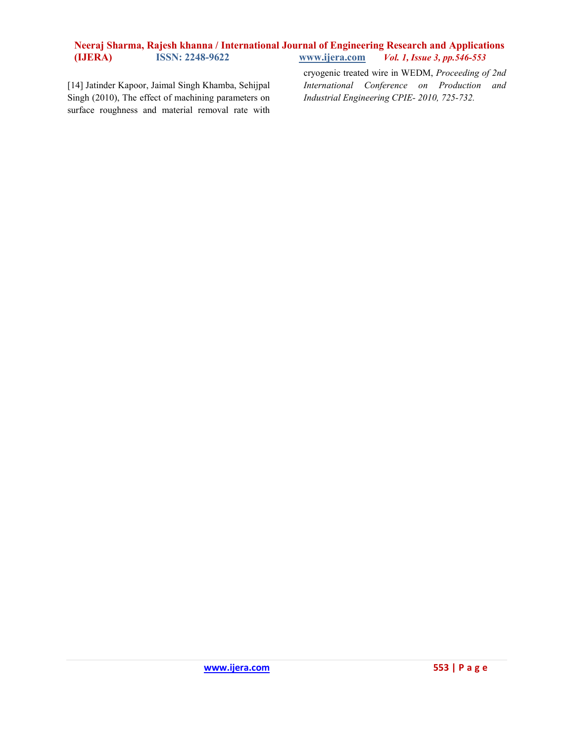[14] Jatinder Kapoor, Jaimal Singh Khamba, Sehijpal Singh (2010), The effect of machining parameters on surface roughness and material removal rate with cryogenic treated wire in WEDM, *Proceeding of 2nd International Conference on Production and Industrial Engineering CPIE- 2010, 725-732.*